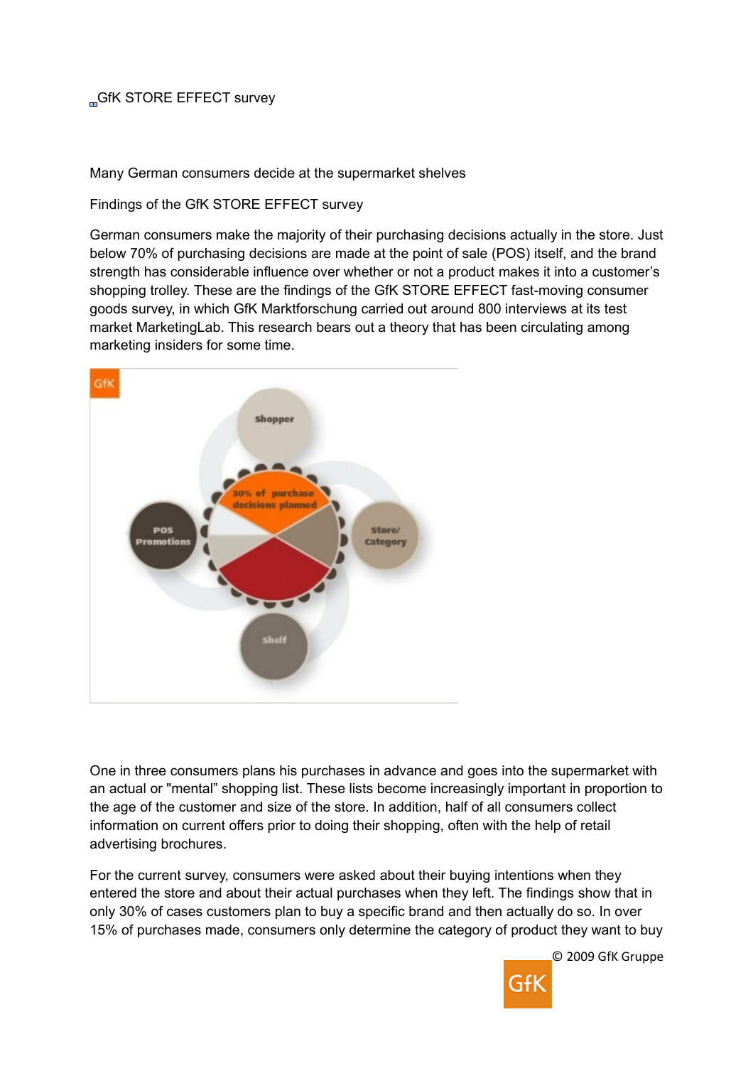GfK STORE EFFECT survey

Many German consumers decide at the supermarket shelves

Findings of the GfK STORE EFFECT survey

German consumers make the majority of their purchasing decisions actually in the store. Just below 70% of purchasing decisions are made at the point of sale (POS) itself, and the brand strength has considerable influence over whether or not a product makes it into a customer's shopping trolley. These are the findings of the GfK STORE EFFECT fast-moving consumer goods survey, in which GfK Marktforschung carried out around 800 interviews at its test market MarketingLab. This research bears out a theory that has been circulating among marketing insiders for some time.

One in three consumers plans his purchases in advance and goes into the supermarket with an actual or "mental" shopping list. These lists become increasingly important in proportion to the age of the customer and size of the store. In addition, half of all consumers collect information on current offers prior to doing their shopping, often with the help of retail advertising brochures.

For the current survey, consumers were asked about their buying intentions when they entered the store and about their actual purchases when they left. The findings show that in only 30% of cases customers plan to buy a specific brand and then actually do so. In over 15% of purchases made, consumers only determine the category of product they want to buy

© 2009 GfK Gruppe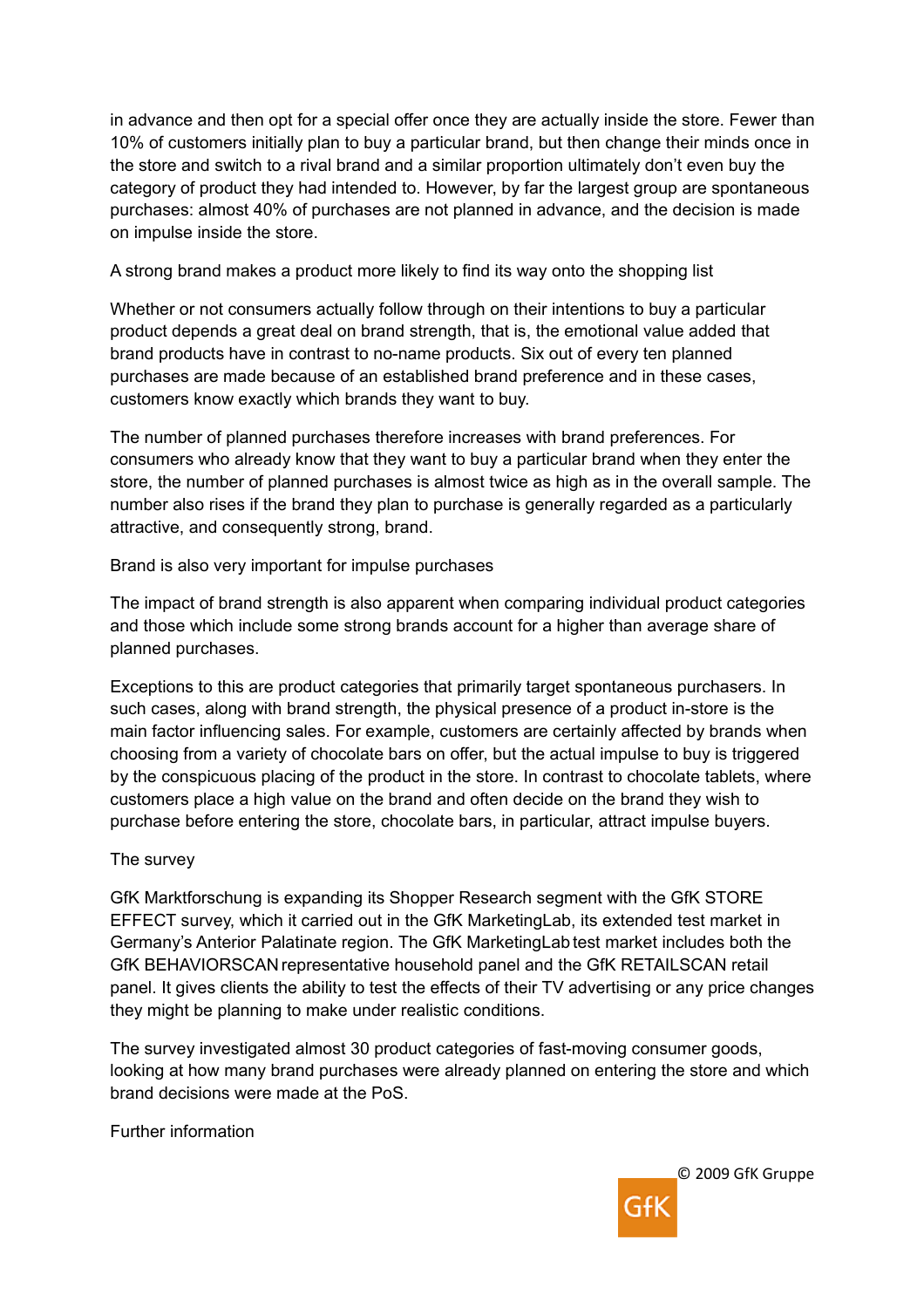in advance and then opt for a special offer once they are actually inside the store. Fewer than 10% of customers initially plan to buy a particular brand, but then change their minds once in the store and switch to a rival brand and a similar proportion ultimately don't even buy the category of product they had intended to. However, by far the largest group are spontaneous purchases: almost 40% of purchases are not planned in advance, and the decision is made on impulse inside the store.

## A strong brand makes a product more likely to find its way onto the shopping list

Whether or not consumers actually follow through on their intentions to buy a particular product depends a great deal on brand strength, that is, the emotional value added that brand products have in contrast to no-name products. Six out of every ten planned purchases are made because of an established brand preference and in these cases, customers know exactly which brands they want to buy.

The number of planned purchases therefore increases with brand preferences. For consumers who already know that they want to buy a particular brand when they enter the store, the number of planned purchases is almost twice as high as in the overall sample. The number also rises if the brand they plan to purchase is generally regarded as a particularly attractive, and consequently strong, brand.

## Brand is also very important for impulse purchases

The impact of brand strength is also apparent when comparing individual product categories and those which include some strong brands account for a higher than average share of planned purchases.

Exceptions to this are product categories that primarily target spontaneous purchasers. In such cases, along with brand strength, the physical presence of a product in-store is the main factor influencing sales. For example, customers are certainly affected by brands when choosing from a variety of chocolate bars on offer, but the actual impulse to buy is triggered by the conspicuous placing of the product in the store. In contrast to chocolate tablets, where customers place a high value on the brand and often decide on the brand they wish to purchase before entering the store, chocolate bars, in particular, attract impulse buyers.

## The survey

GfK Marktforschung is expanding its Shopper Research segment with the GfK STORE EFFECT survey, which it carried out in the GfK MarketingLab, its extended test market in Germany's Anterior Palatinate region. The GfK MarketingLab test market includes both the GfK BEHAVIORSCAN representative household panel and the GfK RETAILSCAN retail panel. It gives clients the ability to test the effects of their TV advertising or any price changes they might be planning to make under realistic conditions.

The survey investigated almost 30 product categories of fast-moving consumer goods, looking at how many brand purchases were already planned on entering the store and which brand decisions were made at the PoS.

## Further information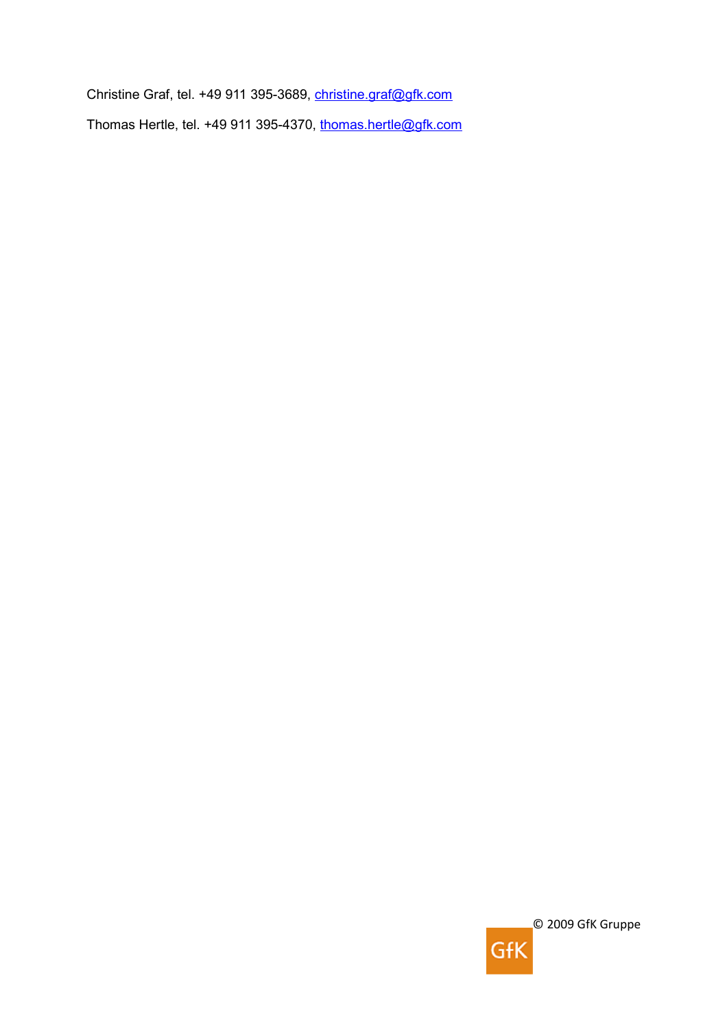Christine Graf, tel. +49 911 395-3689, christine.graf@gfk.com

Thomas Hertle, tel. +49 911 395-4370, thomas.hertle@gfk.com

© 2009 GfK Gruppe